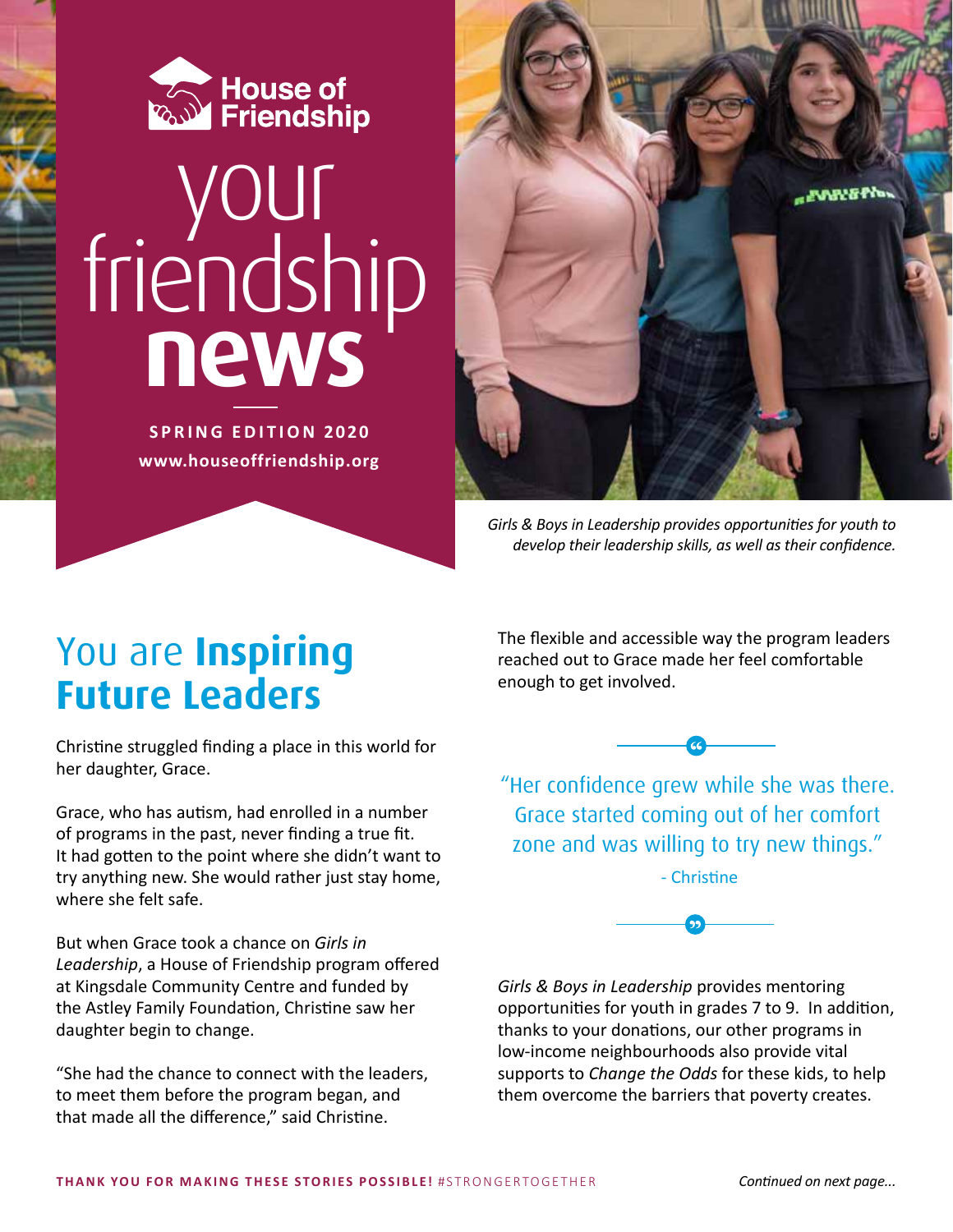House of Friendship

# your friendship news

**SPRING EDITION 2020**
**www.houseoffriendship.org**

*Girls & Boys in Leadership provides opportunities for youth to develop their leadership skills, as well as their confidence.*

## You are **Inspiring Future Leaders**

Christine struggled finding a place in this world for her daughter, Grace.

Grace, who has autism, had enrolled in a number of programs in the past, never finding a true fit. It had gotten to the point where she didn't want to try anything new. She would rather just stay home, where she felt safe.

But when Grace took a chance on *Girls in Leadership*, a House of Friendship program offered at Kingsdale Community Centre and funded by the Astley Family Foundation, Christine saw her daughter begin to change.

"She had the chance to connect with the leaders, to meet them before the program began, and that made all the difference," said Christine.

The flexible and accessible way the program leaders reached out to Grace made her feel comfortable enough to get involved.

> "Her confidence grew while she was there. Grace started coming out of her comfort zone and was willing to try new things."
>
> \- Christine

*Girls & Boys in Leadership* provides mentoring opportunities for youth in grades 7 to 9. In addition, thanks to your donations, our other programs in low-income neighbourhoods also provide vital supports to *Change the Odds* for these kids, to help them overcome the barriers that poverty creates.

**THANK YOU FOR MAKING THESE STORIES POSSIBLE!** #STRONGERTOGETHER

*Continued on next page...*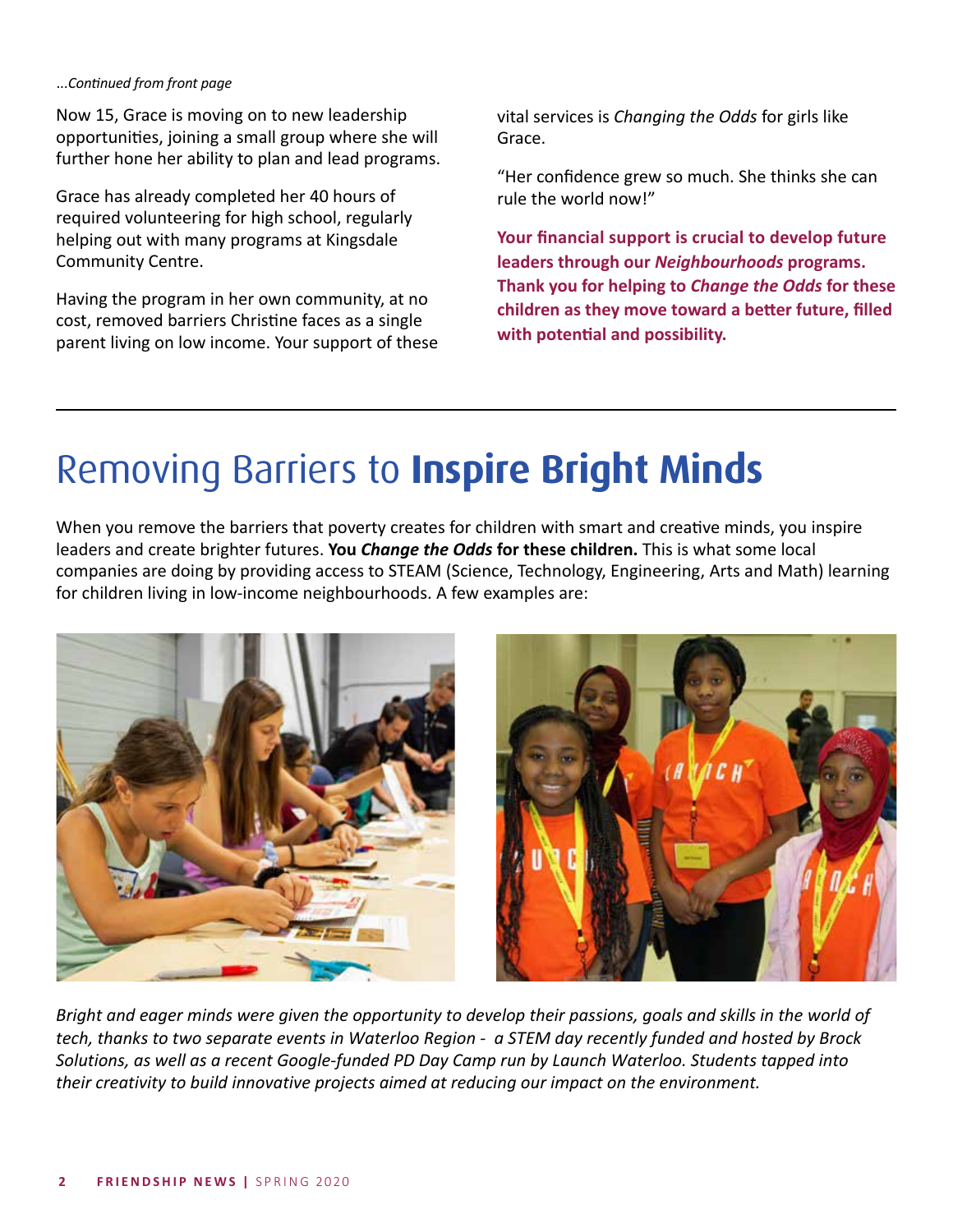*...Continued from front page*

Now 15, Grace is moving on to new leadership opportunities, joining a small group where she will further hone her ability to plan and lead programs.

Grace has already completed her 40 hours of required volunteering for high school, regularly helping out with many programs at Kingsdale Community Centre.

Having the program in her own community, at no cost, removed barriers Christine faces as a single parent living on low income. Your support of these vital services is *Changing the Odds* for girls like Grace.

"Her confidence grew so much. She thinks she can rule the world now!"

**Your financial support is crucial to develop future leaders through our *Neighbourhoods* programs. Thank you for helping to *Change the Odds* for these children as they move toward a better future, filled with potential and possibility.**

---

# Removing Barriers to **Inspire Bright Minds**

When you remove the barriers that poverty creates for children with smart and creative minds, you inspire leaders and create brighter futures. **You *Change the Odds* for these children.** This is what some local companies are doing by providing access to STEAM (Science, Technology, Engineering, Arts and Math) learning for children living in low-income neighbourhoods. A few examples are:

*Bright and eager minds were given the opportunity to develop their passions, goals and skills in the world of tech, thanks to two separate events in Waterloo Region - a STEM day recently funded and hosted by Brock Solutions, as well as a recent Google-funded PD Day Camp run by Launch Waterloo. Students tapped into their creativity to build innovative projects aimed at reducing our impact on the environment.*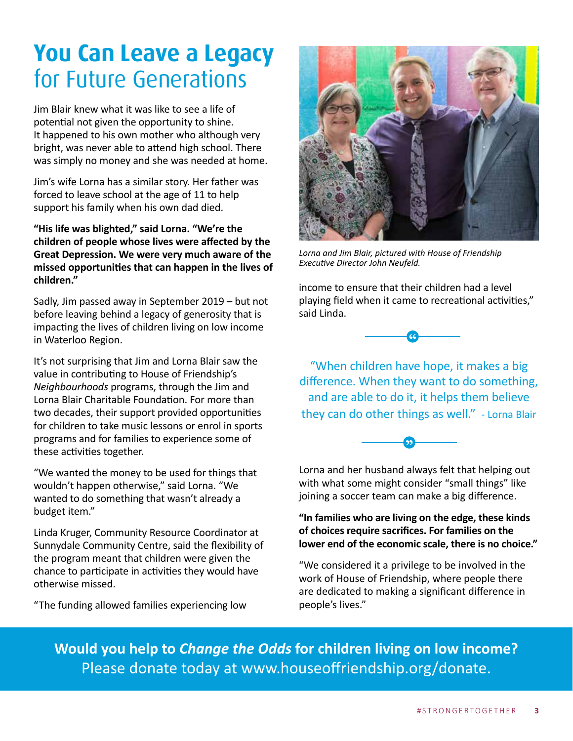# **You Can Leave a Legacy** for Future Generations

Jim Blair knew what it was like to see a life of potential not given the opportunity to shine. It happened to his own mother who although very bright, was never able to attend high school. There was simply no money and she was needed at home.

Jim's wife Lorna has a similar story. Her father was forced to leave school at the age of 11 to help support his family when his own dad died.

**"His life was blighted," said Lorna. "We're the children of people whose lives were affected by the Great Depression. We were very much aware of the missed opportunities that can happen in the lives of children."**

Sadly, Jim passed away in September 2019 – but not before leaving behind a legacy of generosity that is impacting the lives of children living on low income in Waterloo Region.

It's not surprising that Jim and Lorna Blair saw the value in contributing to House of Friendship's *Neighbourhoods* programs, through the Jim and Lorna Blair Charitable Foundation. For more than two decades, their support provided opportunities for children to take music lessons or enrol in sports programs and for families to experience some of these activities together.

"We wanted the money to be used for things that wouldn't happen otherwise," said Lorna. "We wanted to do something that wasn't already a budget item."

Linda Kruger, Community Resource Coordinator at Sunnydale Community Centre, said the flexibility of the program meant that children were given the chance to participate in activities they would have otherwise missed.

"The funding allowed families experiencing low income to ensure that their children had a level playing field when it came to recreational activities," said Linda.

*Lorna and Jim Blair, pictured with House of Friendship Executive Director John Neufeld.*

"When children have hope, it makes a big difference. When they want to do something, and are able to do it, it helps them believe they can do other things as well." - Lorna Blair

Lorna and her husband always felt that helping out with what some might consider "small things" like joining a soccer team can make a big difference.

**"In families who are living on the edge, these kinds of choices require sacrifices. For families on the lower end of the economic scale, there is no choice."**

"We considered it a privilege to be involved in the work of House of Friendship, where people there are dedicated to making a significant difference in people's lives."

**Would you help to *Change the Odds* for children living on low income?**
Please donate today at www.houseoffriendship.org/donate.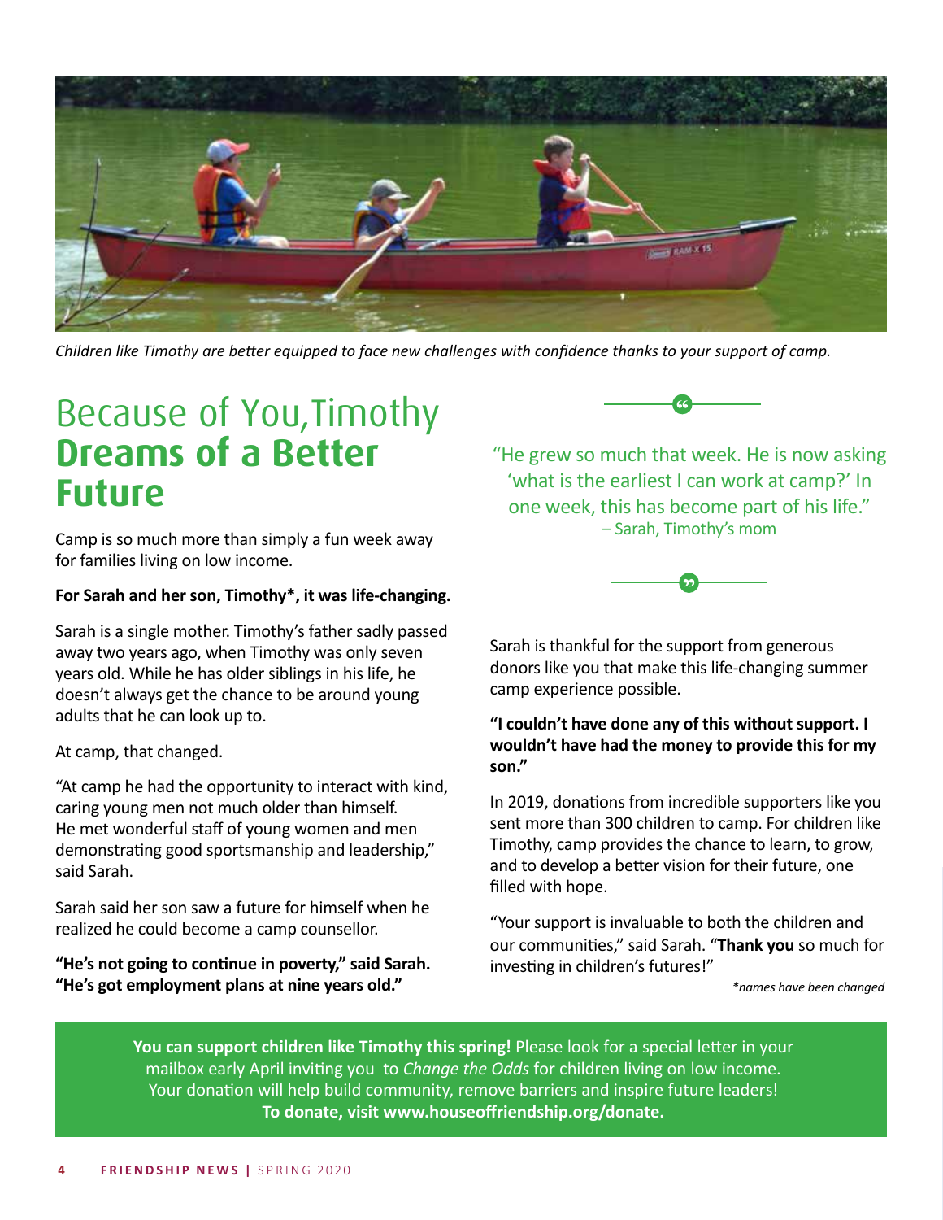*Children like Timothy are better equipped to face new challenges with confidence thanks to your support of camp.*

# Because of You, Timothy **Dreams of a Better Future**

Camp is so much more than simply a fun week away for families living on low income.

**For Sarah and her son, Timothy*, it was life-changing.**

Sarah is a single mother. Timothy's father sadly passed away two years ago, when Timothy was only seven years old. While he has older siblings in his life, he doesn't always get the chance to be around young adults that he can look up to.

At camp, that changed.

"At camp he had the opportunity to interact with kind, caring young men not much older than himself. He met wonderful staff of young women and men demonstrating good sportsmanship and leadership," said Sarah.

Sarah said her son saw a future for himself when he realized he could become a camp counsellor.

**"He's not going to continue in poverty," said Sarah. "He's got employment plans at nine years old."**

> "He grew so much that week. He is now asking 'what is the earliest I can work at camp?' In one week, this has become part of his life."
> – Sarah, Timothy's mom

Sarah is thankful for the support from generous donors like you that make this life-changing summer camp experience possible.

**"I couldn't have done any of this without support. I wouldn't have had the money to provide this for my son."**

In 2019, donations from incredible supporters like you sent more than 300 children to camp. For children like Timothy, camp provides the chance to learn, to grow, and to develop a better vision for their future, one filled with hope.

"Your support is invaluable to both the children and our communities," said Sarah. "**Thank you** so much for investing in children's futures!"

*names have been changed*

**You can support children like Timothy this spring!** Please look for a special letter in your mailbox early April inviting you to *Change the Odds* for children living on low income. Your donation will help build community, remove barriers and inspire future leaders! **To donate, visit www.houseoffriendship.org/donate.**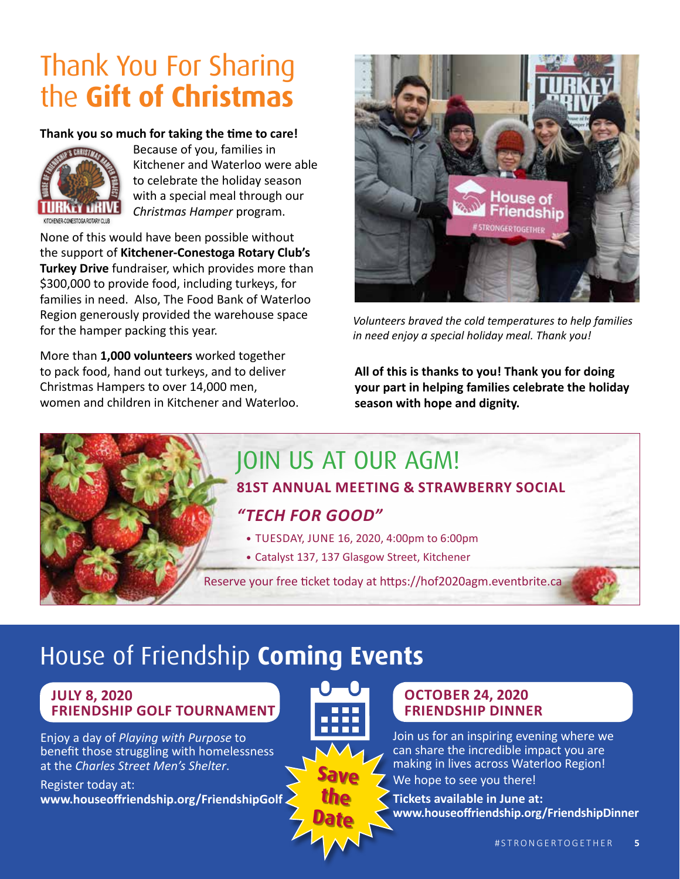# Thank You For Sharing the **Gift of Christmas**

**Thank you so much for taking the time to care!**

Because of you, families in Kitchener and Waterloo were able to celebrate the holiday season with a special meal through our *Christmas Hamper* program.

None of this would have been possible without the support of **Kitchener-Conestoga Rotary Club's Turkey Drive** fundraiser, which provides more than $300,000 to provide food, including turkeys, for families in need. Also, The Food Bank of Waterloo Region generously provided the warehouse space for the hamper packing this year.

More than **1,000 volunteers** worked together to pack food, hand out turkeys, and to deliver Christmas Hampers to over 14,000 men, women and children in Kitchener and Waterloo.

*Volunteers braved the cold temperatures to help families in need enjoy a special holiday meal. Thank you!*

**All of this is thanks to you! Thank you for doing your part in helping families celebrate the holiday season with hope and dignity.**

## JOIN US AT OUR AGM!

**81ST ANNUAL MEETING & STRAWBERRY SOCIAL**

***"TECH FOR GOOD"***

- TUESDAY, JUNE 16, 2020, 4:00pm to 6:00pm
- Catalyst 137, 137 Glasgow Street, Kitchener

Reserve your free ticket today at https://hof2020agm.eventbrite.ca

## House of Friendship **Coming Events**

### JULY 8, 2020 FRIENDSHIP GOLF TOURNAMENT

Enjoy a day of *Playing with Purpose* to benefit those struggling with homelessness at the *Charles Street Men's Shelter*.

Register today at:
**www.houseoffriendship.org/FriendshipGolf**

Save the Date

### OCTOBER 24, 2020 FRIENDSHIP DINNER

Join us for an inspiring evening where we can share the incredible impact you are making in lives across Waterloo Region! We hope to see you there!

**Tickets available in June at:**
**www.houseoffriendship.org/FriendshipDinner**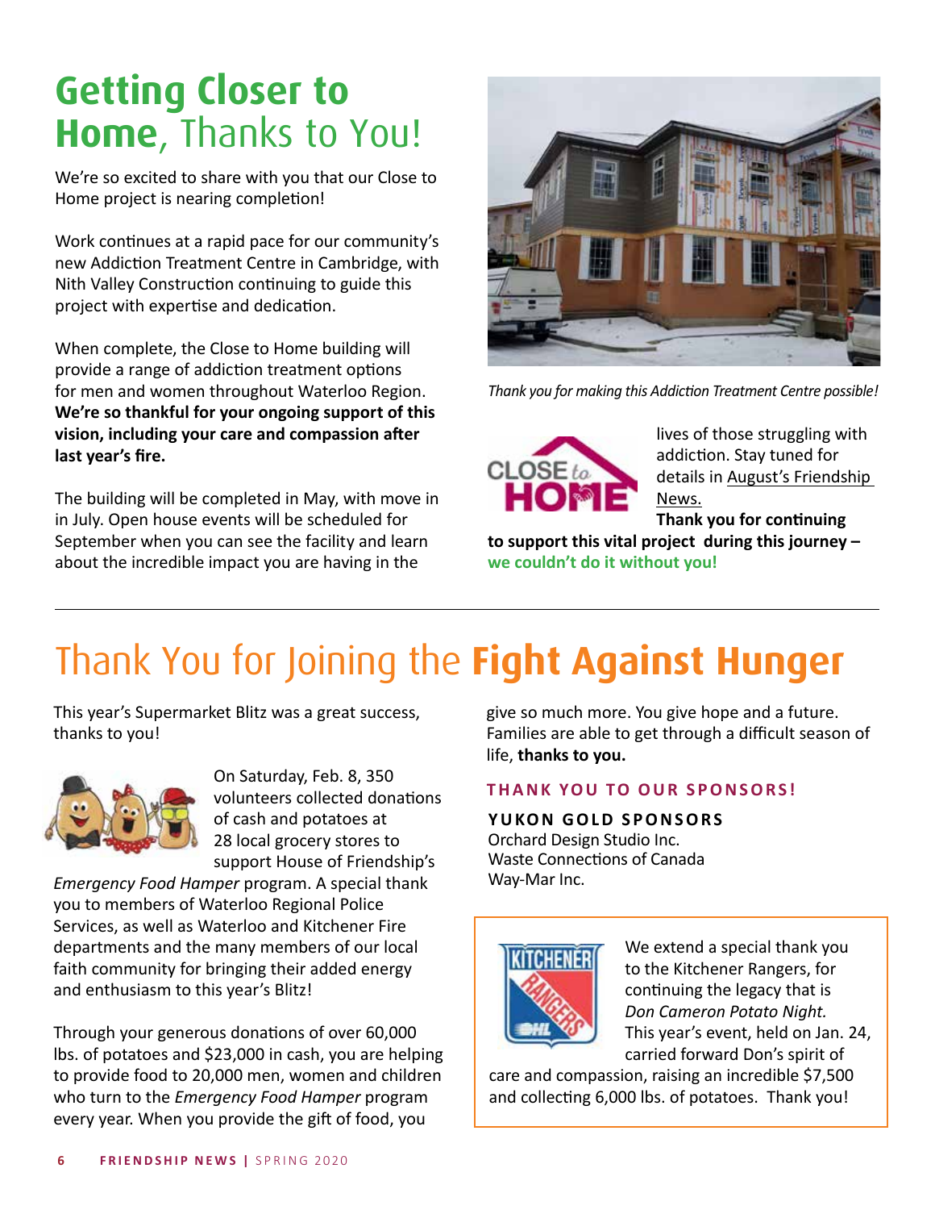# Getting Closer to Home, Thanks to You!

We're so excited to share with you that our Close to Home project is nearing completion!

Work continues at a rapid pace for our community's new Addiction Treatment Centre in Cambridge, with Nith Valley Construction continuing to guide this project with expertise and dedication.

When complete, the Close to Home building will provide a range of addiction treatment options for men and women throughout Waterloo Region. **We're so thankful for your ongoing support of this vision, including your care and compassion after last year's fire.**

The building will be completed in May, with move in in July. Open house events will be scheduled for September when you can see the facility and learn about the incredible impact you are having in the lives of those struggling with addiction. Stay tuned for details in August's Friendship News.

**Thank you for continuing to support this vital project during this journey – we couldn't do it without you!**

*Thank you for making this Addiction Treatment Centre possible!*

# Thank You for Joining the **Fight Against Hunger**

This year's Supermarket Blitz was a great success, thanks to you!

On Saturday, Feb. 8, 350 volunteers collected donations of cash and potatoes at 28 local grocery stores to support House of Friendship's *Emergency Food Hamper* program. A special thank you to members of Waterloo Regional Police Services, as well as Waterloo and Kitchener Fire departments and the many members of our local faith community for bringing their added energy and enthusiasm to this year's Blitz!

Through your generous donations of over 60,000 lbs. of potatoes and $23,000 in cash, you are helping to provide food to 20,000 men, women and children who turn to the *Emergency Food Hamper* program every year. When you provide the gift of food, you give so much more. You give hope and a future. Families are able to get through a difficult season of life, **thanks to you.**

## THANK YOU TO OUR SPONSORS!

**YUKON GOLD SPONSORS**

Orchard Design Studio Inc.
Waste Connections of Canada
Way-Mar Inc.

We extend a special thank you to the Kitchener Rangers, for continuing the legacy that is *Don Cameron Potato Night.* This year's event, held on Jan. 24, carried forward Don's spirit of care and compassion, raising an incredible $7,500 and collecting 6,000 lbs. of potatoes. Thank you!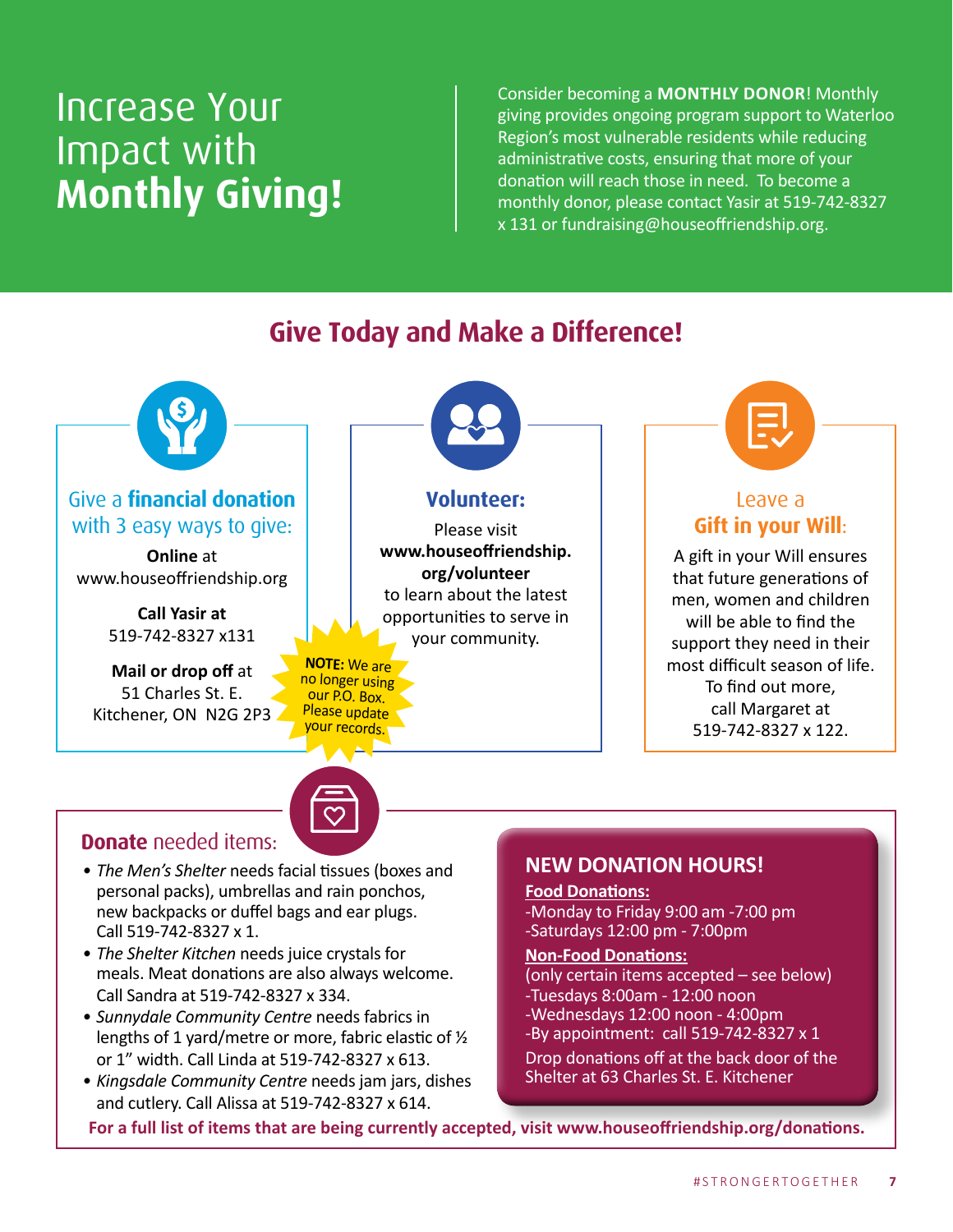# Increase Your Impact with **Monthly Giving!**

Consider becoming a **MONTHLY DONOR**! Monthly giving provides ongoing program support to Waterloo Region's most vulnerable residents while reducing administrative costs, ensuring that more of your donation will reach those in need. To become a monthly donor, please contact Yasir at 519-742-8327 x 131 or fundraising@houseoffriendship.org.

## Give Today and Make a Difference!

### Give a **financial donation** with 3 easy ways to give:

**Online** at www.houseoffriendship.org

**Call Yasir at** 519-742-8327 x131

**Mail or drop off** at 51 Charles St. E. Kitchener, ON N2G 2P3

**NOTE:** We are no longer using our P.O. Box. Please update your records.

### Volunteer:

Please visit **www.houseoffriendship.org/volunteer** to learn about the latest opportunities to serve in your community.

### Leave a **Gift in your Will**:

A gift in your Will ensures that future generations of men, women and children will be able to find the support they need in their most difficult season of life. To find out more, call Margaret at 519-742-8327 x 122.

### **Donate** needed items:

- *The Men's Shelter* needs facial tissues (boxes and personal packs), umbrellas and rain ponchos, new backpacks or duffel bags and ear plugs. Call 519-742-8327 x 1.
- *The Shelter Kitchen* needs juice crystals for meals. Meat donations are also always welcome. Call Sandra at 519-742-8327 x 334.
- *Sunnydale Community Centre* needs fabrics in lengths of 1 yard/metre or more, fabric elastic of ½ or 1" width. Call Linda at 519-742-8327 x 613.
- *Kingsdale Community Centre* needs jam jars, dishes and cutlery. Call Alissa at 519-742-8327 x 614.

### NEW DONATION HOURS!

**Food Donations:**
-Monday to Friday 9:00 am -7:00 pm
-Saturdays 12:00 pm - 7:00pm

**Non-Food Donations:**
(only certain items accepted – see below)
-Tuesdays 8:00am - 12:00 noon
-Wednesdays 12:00 noon - 4:00pm
-By appointment: call 519-742-8327 x 1

Drop donations off at the back door of the Shelter at 63 Charles St. E. Kitchener

**For a full list of items that are being currently accepted, visit www.houseoffriendship.org/donations.**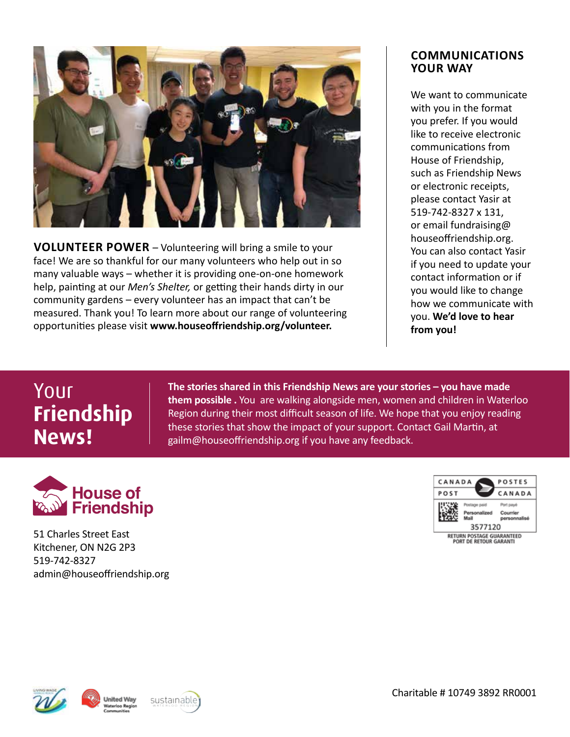**VOLUNTEER POWER** – Volunteering will bring a smile to your face! We are so thankful for our many volunteers who help out in so many valuable ways – whether it is providing one-on-one homework help, painting at our *Men's Shelter,* or getting their hands dirty in our community gardens – every volunteer has an impact that can't be measured. Thank you! To learn more about our range of volunteering opportunities please visit **www.houseoffriendship.org/volunteer.**

## COMMUNICATIONS YOUR WAY

We want to communicate with you in the format you prefer. If you would like to receive electronic communications from House of Friendship, such as Friendship News or electronic receipts, please contact Yasir at 519-742-8327 x 131, or email fundraising@houseoffriendship.org. You can also contact Yasir if you need to update your contact information or if you would like to change how we communicate with you. **We'd love to hear from you!**

## Your **Friendship News!**

**The stories shared in this Friendship News are your stories – you have made them possible .** You are walking alongside men, women and children in Waterloo Region during their most difficult season of life. We hope that you enjoy reading these stories that show the impact of your support. Contact Gail Martin, at gailm@houseoffriendship.org if you have any feedback.

**House of Friendship**

51 Charles Street East
Kitchener, ON N2G 2P3
519-742-8327
admin@houseoffriendship.org

CANADA POST / POSTES CANADA
Postage paid / Port payé
Personalized Mail / Courrier personnalisé
3577120
RETURN POSTAGE GUARANTEED
PORT DE RETOUR GARANTI

Charitable # 10749 3892 RR0001